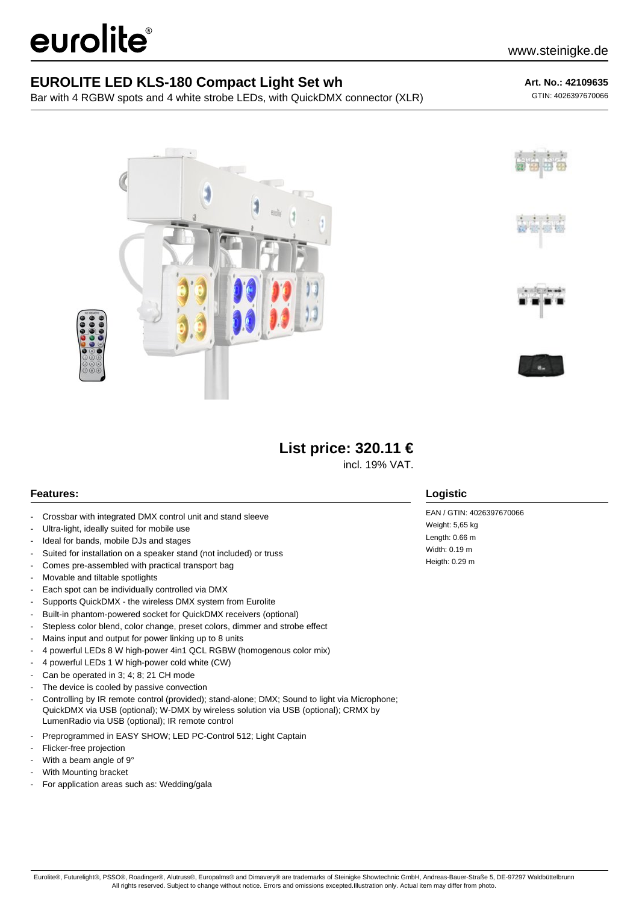eurolite®

www.steinigke.de

# EUROLITE LED KLS-180 Compact Light Set wh

Bar with 4 RGBW spots and 4 white strobe LEDs, with QuickDMX connector (XLR)

**Art. No.: 42109635**

GTIN: 4026397670066

**List price: 320.11 €**

incl. 19% VAT.

## Features:

- Crossbar with integrated DMX control unit and stand sleeve
- Ultra-light, ideally suited for mobile use
- Ideal for bands, mobile DJs and stages
- Suited for installation on a speaker stand (not included) or truss
- Comes pre-assembled with practical transport bag
- Movable and tiltable spotlights
- Each spot can be individually controlled via DMX
- Supports QuickDMX - the wireless DMX system from Eurolite
- Built-in phantom-powered socket for QuickDMX receivers (optional)
- Stepless color blend, color change, preset colors, dimmer and strobe effect
- Mains input and output for power linking up to 8 units
- 4 powerful LEDs 8 W high-power 4in1 QCL RGBW (homogenous color mix)
- 4 powerful LEDs 1 W high-power cold white (CW)
- Can be operated in 3; 4; 8; 21 CH mode
- The device is cooled by passive convection
- Controlling by IR remote control (provided); stand-alone; DMX; Sound to light via Microphone; QuickDMX via USB (optional); W-DMX by wireless solution via USB (optional); CRMX by LumenRadio via USB (optional); IR remote control
- Preprogrammed in EASY SHOW; LED PC-Control 512; Light Captain
- Flicker-free projection
- With a beam angle of 9°
- With Mounting bracket
- For application areas such as: Wedding/gala

## Logistic

EAN / GTIN: 4026397670066

Weight: 5,65 kg

Length: 0.66 m

Width: 0.19 m

Heigth: 0.29 m

Eurolite®, Futurelight®, PSSO®, Roadinger®, Alutruss®, Europalms® and Dimavery® are trademarks of Steinigke Showtechnic GmbH, Andreas-Bauer-Straße 5, DE-97297 Waldbüttelbrunn
All rights reserved. Subject to change without notice. Errors and omissions excepted.Illustration only. Actual item may differ from photo.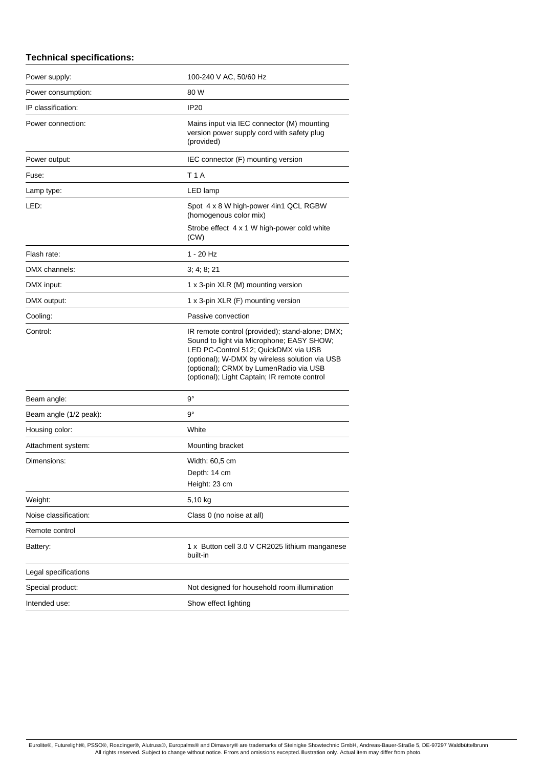### Technical specifications:

| | |
|---|---|
| Power supply: | 100-240 V AC, 50/60 Hz |
| Power consumption: | 80 W |
| IP classification: | IP20 |
| Power connection: | Mains input via IEC connector (M) mounting version power supply cord with safety plug (provided) |
| Power output: | IEC connector (F) mounting version |
| Fuse: | T 1 A |
| Lamp type: | LED lamp |
| LED: | Spot 4 x 8 W high-power 4in1 QCL RGBW (homogenous color mix)<br>Strobe effect 4 x 1 W high-power cold white (CW) |
| Flash rate: | 1 - 20 Hz |
| DMX channels: | 3; 4; 8; 21 |
| DMX input: | 1 x 3-pin XLR (M) mounting version |
| DMX output: | 1 x 3-pin XLR (F) mounting version |
| Cooling: | Passive convection |
| Control: | IR remote control (provided); stand-alone; DMX; Sound to light via Microphone; EASY SHOW; LED PC-Control 512; QuickDMX via USB (optional); W-DMX by wireless solution via USB (optional); CRMX by LumenRadio via USB (optional); Light Captain; IR remote control |
| Beam angle: | 9° |
| Beam angle (1/2 peak): | 9° |
| Housing color: | White |
| Attachment system: | Mounting bracket |
| Dimensions: | Width: 60,5 cm<br>Depth: 14 cm<br>Height: 23 cm |
| Weight: | 5,10 kg |
| Noise classification: | Class 0 (no noise at all) |
| Remote control | |
| Battery: | 1 x Button cell 3.0 V CR2025 lithium manganese built-in |
| Legal specifications | |
| Special product: | Not designed for household room illumination |
| Intended use: | Show effect lighting |

Eurolite®, Futurelight®, PSSO®, Roadinger®, Alutruss®, Europalms® and Dimavery® are trademarks of Steinigke Showtechnic GmbH, Andreas-Bauer-Straße 5, DE-97297 Waldbüttelbrunn
All rights reserved. Subject to change without notice. Errors and omissions excepted.Illustration only. Actual item may differ from photo.